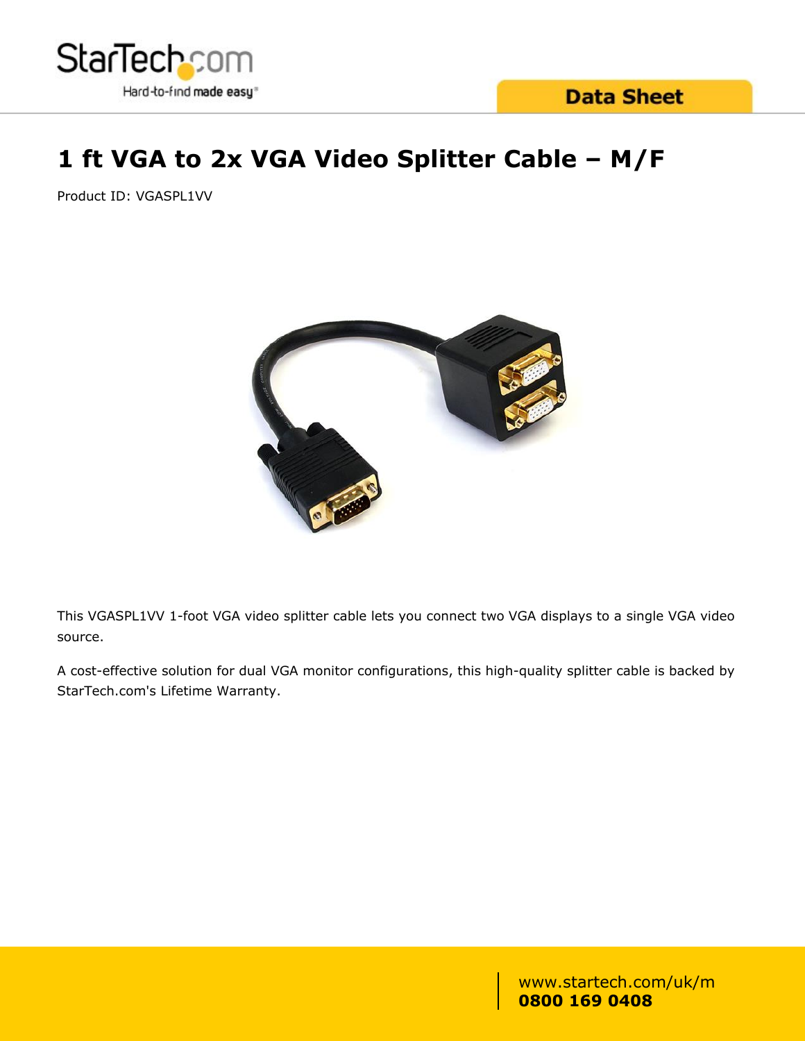# 1 ft VGA to 2x VGA Video Splitter Cable – M/F

Product ID: VGASPL1VV

This VGASPL1VV 1-foot VGA video splitter cable lets you connect two VGA displays to a single VGA video source.

A cost-effective solution for dual VGA monitor configurations, this high-quality splitter cable is backed by StarTech.com's Lifetime Warranty.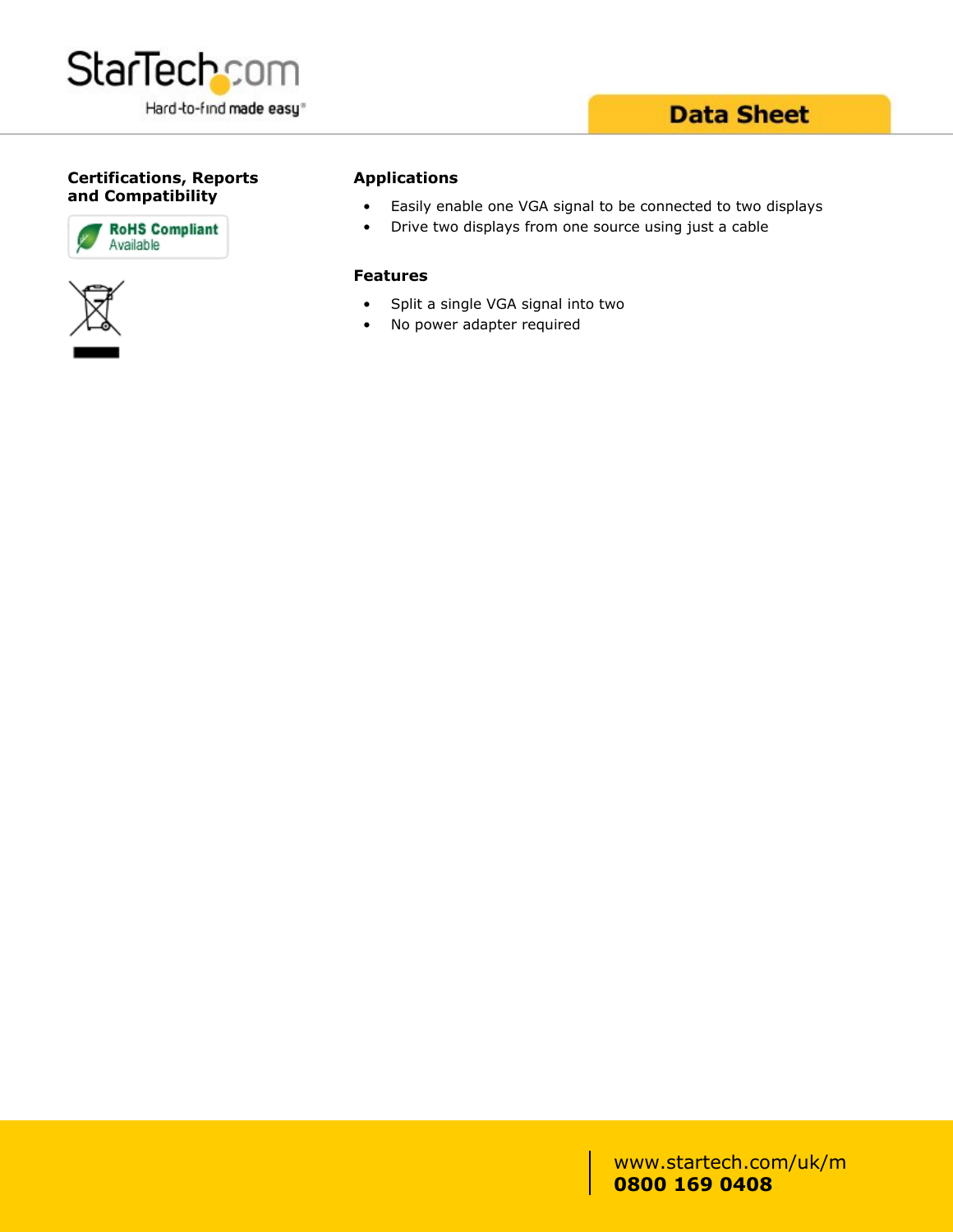## Certifications, Reports and Compatibility

RoHS Compliant Available

## Applications

- Easily enable one VGA signal to be connected to two displays
- Drive two displays from one source using just a cable

## Features

- Split a single VGA signal into two
- No power adapter required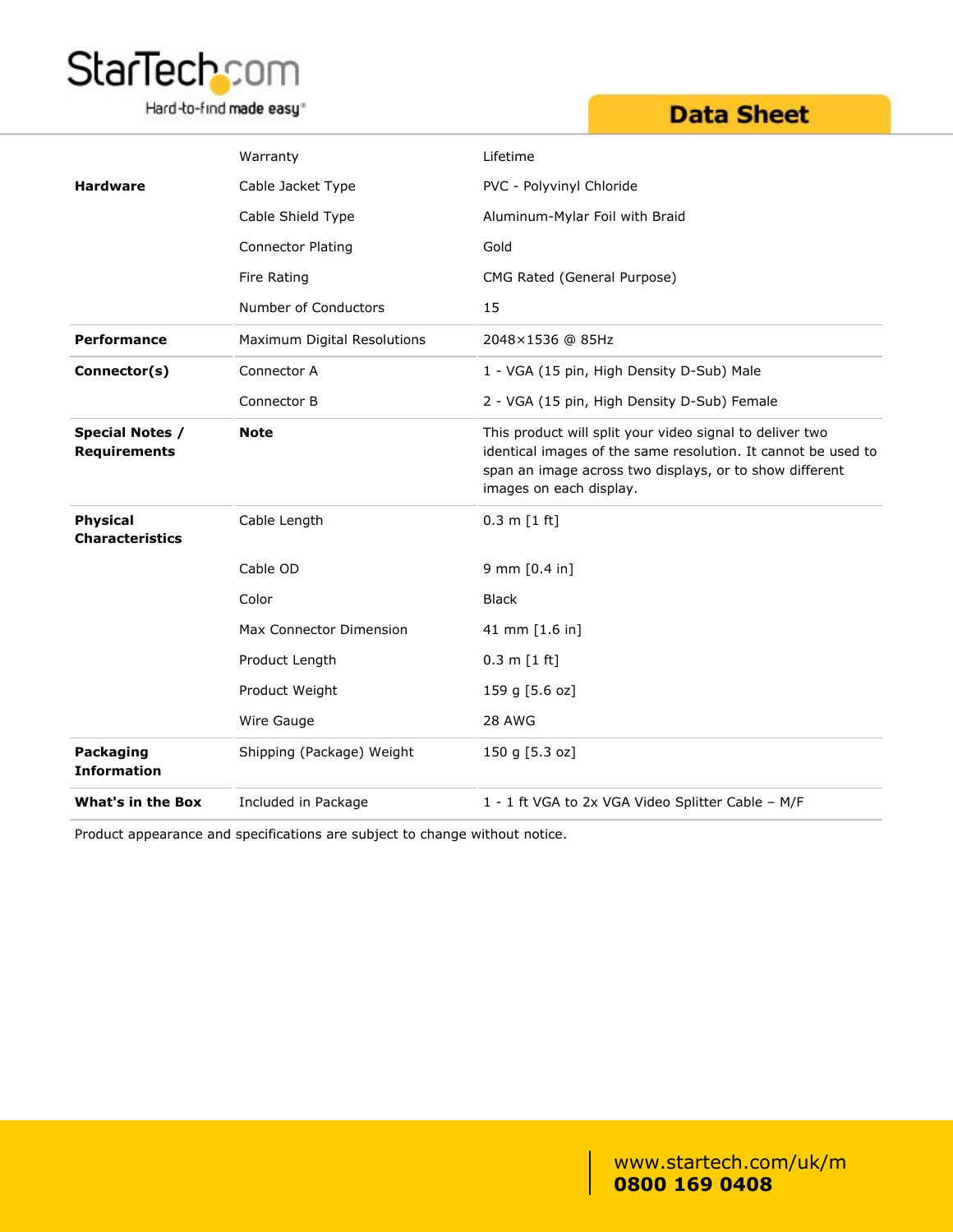| | | |
|---|---|---|
| **Hardware** | Warranty | Lifetime |
| | Cable Jacket Type | PVC - Polyvinyl Chloride |
| | Cable Shield Type | Aluminum-Mylar Foil with Braid |
| | Connector Plating | Gold |
| | Fire Rating | CMG Rated (General Purpose) |
| | Number of Conductors | 15 |
| **Performance** | Maximum Digital Resolutions | 2048×1536 @ 85Hz |
| **Connector(s)** | Connector A | 1 - VGA (15 pin, High Density D-Sub) Male |
| | Connector B | 2 - VGA (15 pin, High Density D-Sub) Female |
| **Special Notes / Requirements** | **Note** | This product will split your video signal to deliver two identical images of the same resolution. It cannot be used to span an image across two displays, or to show different images on each display. |
| **Physical Characteristics** | Cable Length | 0.3 m [1 ft] |
| | Cable OD | 9 mm [0.4 in] |
| | Color | Black |
| | Max Connector Dimension | 41 mm [1.6 in] |
| | Product Length | 0.3 m [1 ft] |
| | Product Weight | 159 g [5.6 oz] |
| | Wire Gauge | 28 AWG |
| **Packaging Information** | Shipping (Package) Weight | 150 g [5.3 oz] |
| **What's in the Box** | Included in Package | 1 - 1 ft VGA to 2x VGA Video Splitter Cable – M/F |

Product appearance and specifications are subject to change without notice.